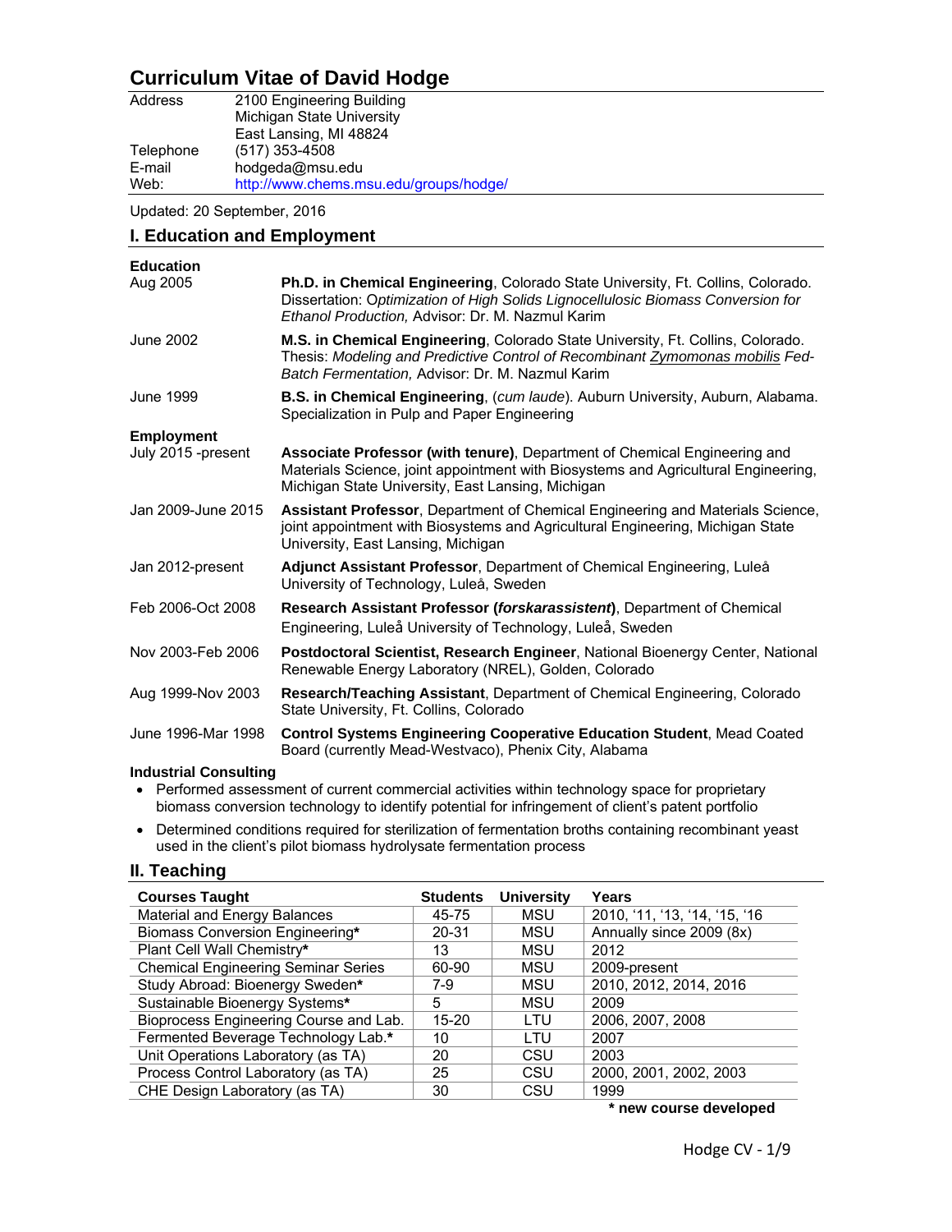# Curriculum Vitae of David Hodge

| | |
|---|---|
| Address | 2100 Engineering Building<br>Michigan State University<br>East Lansing, MI 48824 |
| Telephone | (517) 353-4508 |
| E-mail | hodgeda@msu.edu |
| Web: | http://www.chems.msu.edu/groups/hodge/ |

Updated: 20 September, 2016

## I. Education and Employment

### Education

**Aug 2005** — **Ph.D. in Chemical Engineering**, Colorado State University, Ft. Collins, Colorado. Dissertation: *Optimization of High Solids Lignocellulosic Biomass Conversion for Ethanol Production,* Advisor: Dr. M. Nazmul Karim

**June 2002** — **M.S. in Chemical Engineering**, Colorado State University, Ft. Collins, Colorado. Thesis: *Modeling and Predictive Control of Recombinant Zymomonas mobilis Fed-Batch Fermentation,* Advisor: Dr. M. Nazmul Karim

**June 1999** — **B.S. in Chemical Engineering**, (*cum laude*). Auburn University, Auburn, Alabama. Specialization in Pulp and Paper Engineering

### Employment

**July 2015 -present** — **Associate Professor (with tenure)**, Department of Chemical Engineering and Materials Science, joint appointment with Biosystems and Agricultural Engineering, Michigan State University, East Lansing, Michigan

**Jan 2009-June 2015** — **Assistant Professor**, Department of Chemical Engineering and Materials Science, joint appointment with Biosystems and Agricultural Engineering, Michigan State University, East Lansing, Michigan

**Jan 2012-present** — **Adjunct Assistant Professor**, Department of Chemical Engineering, Luleå University of Technology, Luleå, Sweden

**Feb 2006-Oct 2008** — **Research Assistant Professor (*forskarassistent*)**, Department of Chemical Engineering, Luleå University of Technology, Luleå, Sweden

**Nov 2003-Feb 2006** — **Postdoctoral Scientist, Research Engineer**, National Bioenergy Center, National Renewable Energy Laboratory (NREL), Golden, Colorado

**Aug 1999-Nov 2003** — **Research/Teaching Assistant**, Department of Chemical Engineering, Colorado State University, Ft. Collins, Colorado

**June 1996-Mar 1998** — **Control Systems Engineering Cooperative Education Student**, Mead Coated Board (currently Mead-Westvaco), Phenix City, Alabama

### Industrial Consulting

- Performed assessment of current commercial activities within technology space for proprietary biomass conversion technology to identify potential for infringement of client's patent portfolio
- Determined conditions required for sterilization of fermentation broths containing recombinant yeast used in the client's pilot biomass hydrolysate fermentation process

## II. Teaching

| Courses Taught | Students | University | Years |
|---|---|---|---|
| Material and Energy Balances | 45-75 | MSU | 2010, '11, '13, '14, '15, '16 |
| Biomass Conversion Engineering* | 20-31 | MSU | Annually since 2009 (8x) |
| Plant Cell Wall Chemistry* | 13 | MSU | 2012 |
| Chemical Engineering Seminar Series | 60-90 | MSU | 2009-present |
| Study Abroad: Bioenergy Sweden* | 7-9 | MSU | 2010, 2012, 2014, 2016 |
| Sustainable Bioenergy Systems* | 5 | MSU | 2009 |
| Bioprocess Engineering Course and Lab. | 15-20 | LTU | 2006, 2007, 2008 |
| Fermented Beverage Technology Lab.* | 10 | LTU | 2007 |
| Unit Operations Laboratory (as TA) | 20 | CSU | 2003 |
| Process Control Laboratory (as TA) | 25 | CSU | 2000, 2001, 2002, 2003 |
| CHE Design Laboratory (as TA) | 30 | CSU | 1999 |

**\* new course developed**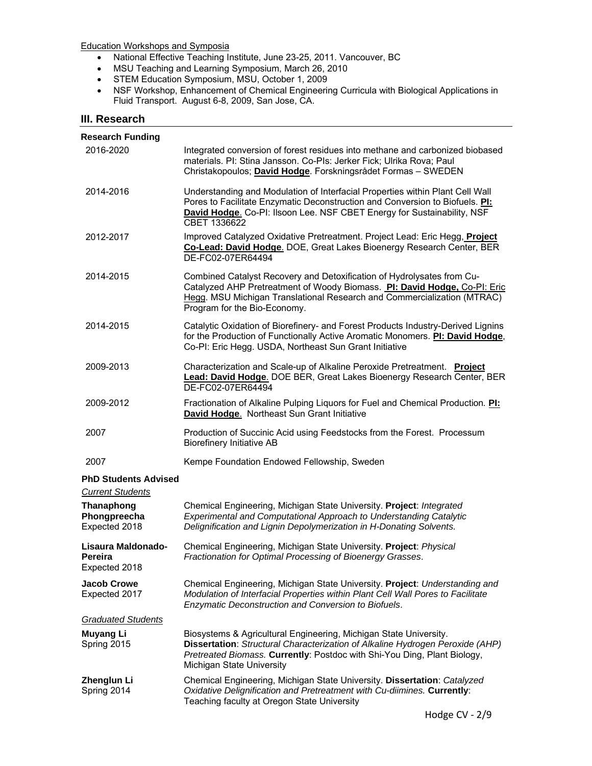Education Workshops and Symposia

- National Effective Teaching Institute, June 23-25, 2011. Vancouver, BC
- MSU Teaching and Learning Symposium, March 26, 2010
- STEM Education Symposium, MSU, October 1, 2009
- NSF Workshop, Enhancement of Chemical Engineering Curricula with Biological Applications in Fluid Transport. August 6-8, 2009, San Jose, CA.

## III. Research

### Research Funding

| | |
|---|---|
| 2016-2020 | Integrated conversion of forest residues into methane and carbonized biobased materials. PI: Stina Jansson. Co-PIs: Jerker Fick; Ulrika Rova; Paul Christakopoulos; **David Hodge**. Forskningsrådet Formas – SWEDEN |
| 2014-2016 | Understanding and Modulation of Interfacial Properties within Plant Cell Wall Pores to Facilitate Enzymatic Deconstruction and Conversion to Biofuels. **PI: David Hodge**. Co-PI: Ilsoon Lee. NSF CBET Energy for Sustainability, NSF CBET 1336622 |
| 2012-2017 | Improved Catalyzed Oxidative Pretreatment. Project Lead: Eric Hegg, **Project Co-Lead: David Hodge**. DOE, Great Lakes Bioenergy Research Center, BER DE-FC02-07ER64494 |
| 2014-2015 | Combined Catalyst Recovery and Detoxification of Hydrolysates from Cu-Catalyzed AHP Pretreatment of Woody Biomass. **PI: David Hodge,** Co-PI: Eric Hegg. MSU Michigan Translational Research and Commercialization (MTRAC) Program for the Bio-Economy. |
| 2014-2015 | Catalytic Oxidation of Biorefinery- and Forest Products Industry-Derived Lignins for the Production of Functionally Active Aromatic Monomers. **PI: David Hodge**, Co-PI: Eric Hegg. USDA, Northeast Sun Grant Initiative |
| 2009-2013 | Characterization and Scale-up of Alkaline Peroxide Pretreatment. **Project Lead: David Hodge**. DOE BER, Great Lakes Bioenergy Research Center, BER DE-FC02-07ER64494 |
| 2009-2012 | Fractionation of Alkaline Pulping Liquors for Fuel and Chemical Production. **PI: David Hodge**. Northeast Sun Grant Initiative |
| 2007 | Production of Succinic Acid using Feedstocks from the Forest. Processum Biorefinery Initiative AB |
| 2007 | Kempe Foundation Endowed Fellowship, Sweden |

### PhD Students Advised

*Current Students*

| | |
|---|---|
| **Thanaphong Phongpreecha** Expected 2018 | Chemical Engineering, Michigan State University. **Project**: *Integrated Experimental and Computational Approach to Understanding Catalytic Delignification and Lignin Depolymerization in H-Donating Solvents.* |
| **Lisaura Maldonado-Pereira** Expected 2018 | Chemical Engineering, Michigan State University. **Project**: *Physical Fractionation for Optimal Processing of Bioenergy Grasses*. |
| **Jacob Crowe** Expected 2017 | Chemical Engineering, Michigan State University. **Project**: *Understanding and Modulation of Interfacial Properties within Plant Cell Wall Pores to Facilitate Enzymatic Deconstruction and Conversion to Biofuels*. |

*Graduated Students*

| | |
|---|---|
| **Muyang Li** Spring 2015 | Biosystems & Agricultural Engineering, Michigan State University. **Dissertation**: *Structural Characterization of Alkaline Hydrogen Peroxide (AHP) Pretreated Biomass.* **Currently**: Postdoc with Shi-You Ding, Plant Biology, Michigan State University |
| **Zhenglun Li** Spring 2014 | Chemical Engineering, Michigan State University. **Dissertation**: *Catalyzed Oxidative Delignification and Pretreatment with Cu-diimines.* **Currently**: Teaching faculty at Oregon State University |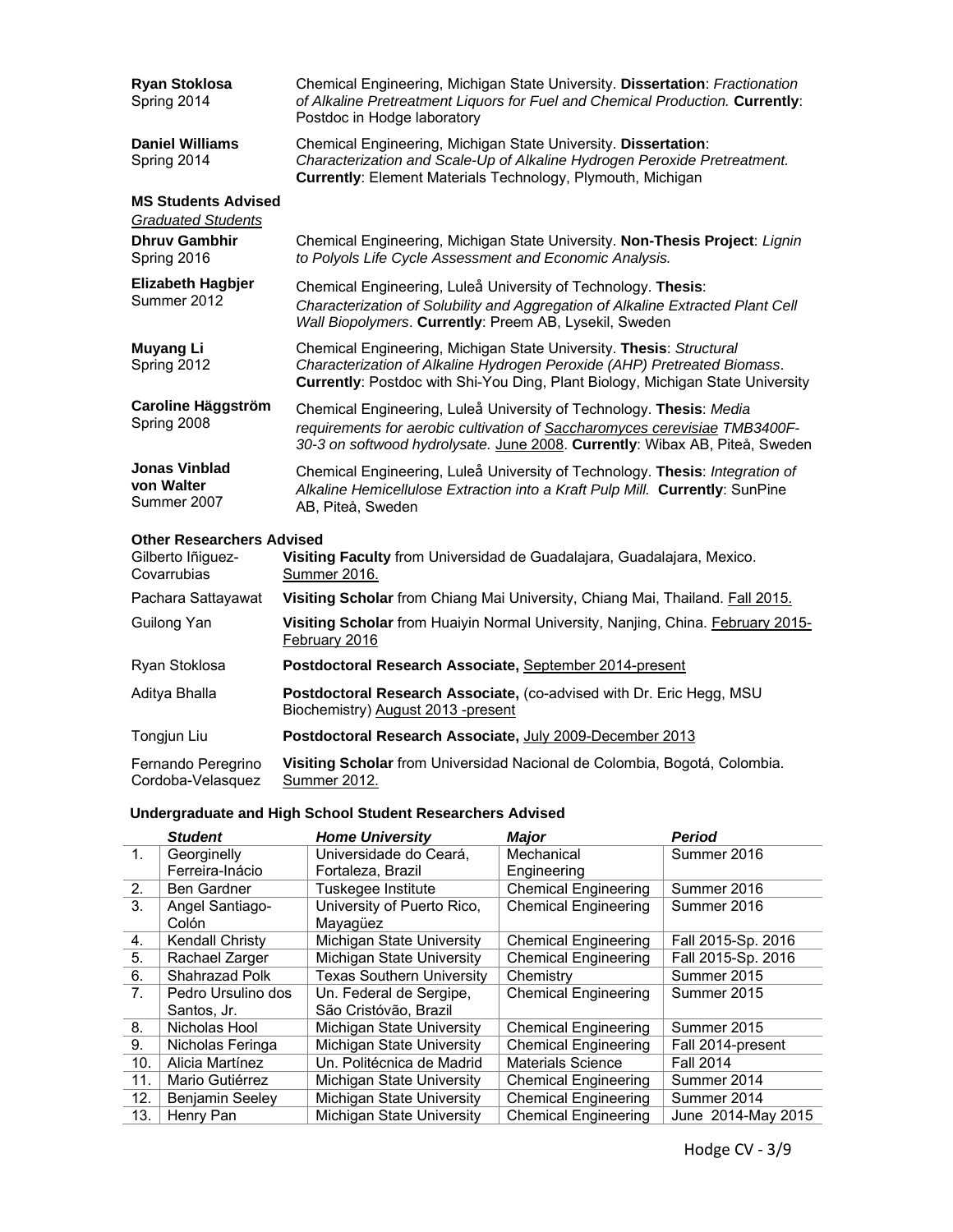**Ryan Stoklosa**
Spring 2014

Chemical Engineering, Michigan State University. **Dissertation**: *Fractionation of Alkaline Pretreatment Liquors for Fuel and Chemical Production.* **Currently**: Postdoc in Hodge laboratory

**Daniel Williams**
Spring 2014

Chemical Engineering, Michigan State University. **Dissertation**: *Characterization and Scale-Up of Alkaline Hydrogen Peroxide Pretreatment.* **Currently**: Element Materials Technology, Plymouth, Michigan

### MS Students Advised

_Graduated Students_

**Dhruv Gambhir**
Spring 2016

Chemical Engineering, Michigan State University. **Non-Thesis Project**: *Lignin to Polyols Life Cycle Assessment and Economic Analysis.*

**Elizabeth Hagbjer**
Summer 2012

Chemical Engineering, Luleå University of Technology. **Thesis**: *Characterization of Solubility and Aggregation of Alkaline Extracted Plant Cell Wall Biopolymers*. **Currently**: Preem AB, Lysekil, Sweden

**Muyang Li**
Spring 2012

Chemical Engineering, Michigan State University. **Thesis**: *Structural Characterization of Alkaline Hydrogen Peroxide (AHP) Pretreated Biomass*. **Currently**: Postdoc with Shi-You Ding, Plant Biology, Michigan State University

**Caroline Häggström**
Spring 2008

Chemical Engineering, Luleå University of Technology. **Thesis**: *Media requirements for aerobic cultivation of _Saccharomyces cerevisiae_ TMB3400F-30-3 on softwood hydrolysate.* _June 2008_. **Currently**: Wibax AB, Piteå, Sweden

**Jonas Vinblad von Walter**
Summer 2007

Chemical Engineering, Luleå University of Technology. **Thesis**: *Integration of Alkaline Hemicellulose Extraction into a Kraft Pulp Mill.* **Currently**: SunPine AB, Piteå, Sweden

### Other Researchers Advised

Gilberto Iñiguez-Covarrubias — **Visiting Faculty** from Universidad de Guadalajara, Guadalajara, Mexico. _Summer 2016._

Pachara Sattayawat — **Visiting Scholar** from Chiang Mai University, Chiang Mai, Thailand. _Fall 2015._

Guilong Yan — **Visiting Scholar** from Huaiyin Normal University, Nanjing, China. _February 2015-February 2016_

Ryan Stoklosa — **Postdoctoral Research Associate,** _September 2014-present_

Aditya Bhalla — **Postdoctoral Research Associate,** (co-advised with Dr. Eric Hegg, MSU Biochemistry) _August 2013 -present_

Tongjun Liu — **Postdoctoral Research Associate,** _July 2009-December 2013_

Fernando Peregrino Cordoba-Velasquez — **Visiting Scholar** from Universidad Nacional de Colombia, Bogotá, Colombia. _Summer 2012._

### Undergraduate and High School Student Researchers Advised

| | *Student* | *Home University* | *Major* | *Period* |
|---|---|---|---|---|
| 1. | Georginelly Ferreira-Inácio | Universidade do Ceará, Fortaleza, Brazil | Mechanical Engineering | Summer 2016 |
| 2. | Ben Gardner | Tuskegee Institute | Chemical Engineering | Summer 2016 |
| 3. | Angel Santiago-Colón | University of Puerto Rico, Mayagüez | Chemical Engineering | Summer 2016 |
| 4. | Kendall Christy | Michigan State University | Chemical Engineering | Fall 2015-Sp. 2016 |
| 5. | Rachael Zarger | Michigan State University | Chemical Engineering | Fall 2015-Sp. 2016 |
| 6. | Shahrazad Polk | Texas Southern University | Chemistry | Summer 2015 |
| 7. | Pedro Ursulino dos Santos, Jr. | Un. Federal de Sergipe, São Cristóvão, Brazil | Chemical Engineering | Summer 2015 |
| 8. | Nicholas Hool | Michigan State University | Chemical Engineering | Summer 2015 |
| 9. | Nicholas Feringa | Michigan State University | Chemical Engineering | Fall 2014-present |
| 10. | Alicia Martínez | Un. Politécnica de Madrid | Materials Science | Fall 2014 |
| 11. | Mario Gutiérrez | Michigan State University | Chemical Engineering | Summer 2014 |
| 12. | Benjamin Seeley | Michigan State University | Chemical Engineering | Summer 2014 |
| 13. | Henry Pan | Michigan State University | Chemical Engineering | June 2014-May 2015 |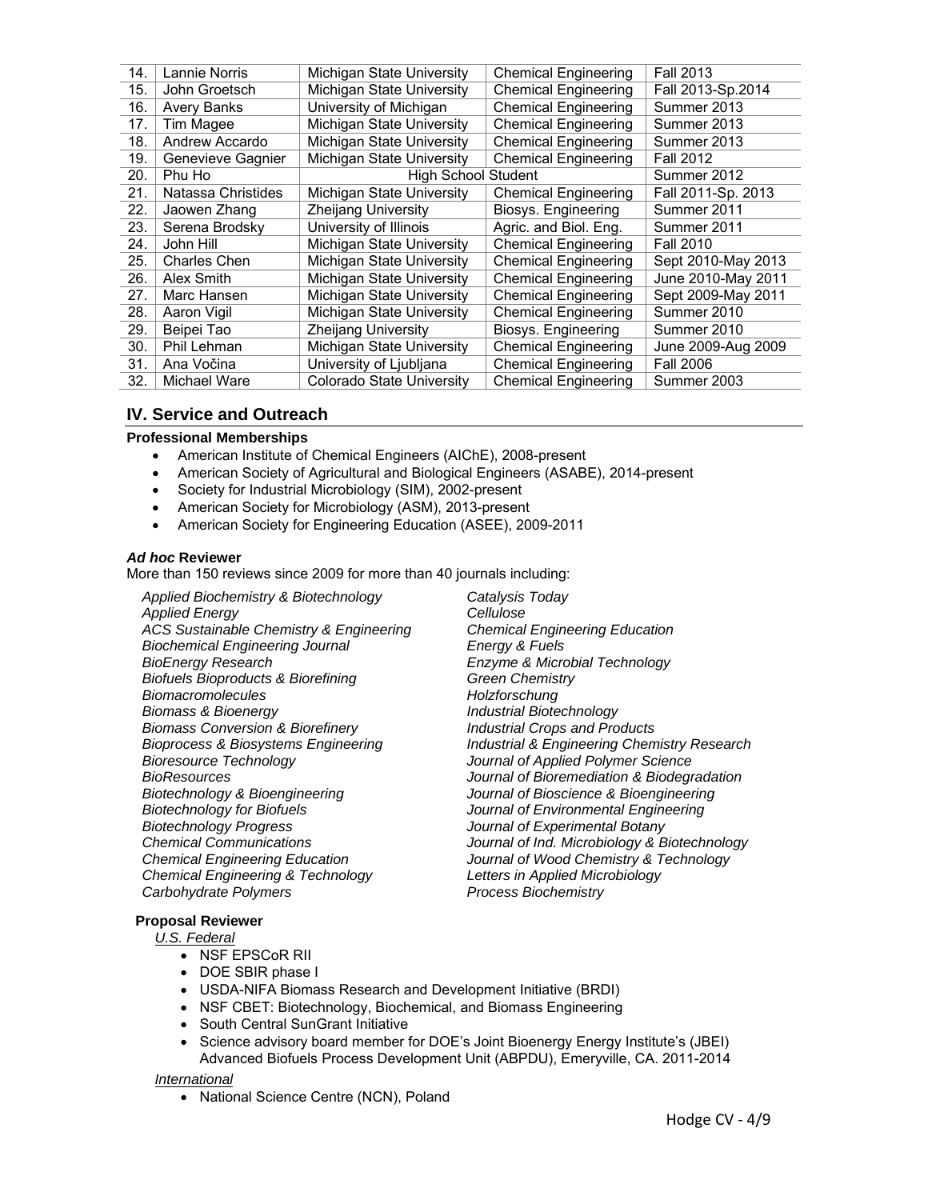| | | | | |
|---|---|---|---|---|
| 14. | Lannie Norris | Michigan State University | Chemical Engineering | Fall 2013 |
| 15. | John Groetsch | Michigan State University | Chemical Engineering | Fall 2013-Sp.2014 |
| 16. | Avery Banks | University of Michigan | Chemical Engineering | Summer 2013 |
| 17. | Tim Magee | Michigan State University | Chemical Engineering | Summer 2013 |
| 18. | Andrew Accardo | Michigan State University | Chemical Engineering | Summer 2013 |
| 19. | Genevieve Gagnier | Michigan State University | Chemical Engineering | Fall 2012 |
| 20. | Phu Ho | High School Student | | Summer 2012 |
| 21. | Natassa Christides | Michigan State University | Chemical Engineering | Fall 2011-Sp. 2013 |
| 22. | Jaowen Zhang | Zheijang University | Biosys. Engineering | Summer 2011 |
| 23. | Serena Brodsky | University of Illinois | Agric. and Biol. Eng. | Summer 2011 |
| 24. | John Hill | Michigan State University | Chemical Engineering | Fall 2010 |
| 25. | Charles Chen | Michigan State University | Chemical Engineering | Sept 2010-May 2013 |
| 26. | Alex Smith | Michigan State University | Chemical Engineering | June 2010-May 2011 |
| 27. | Marc Hansen | Michigan State University | Chemical Engineering | Sept 2009-May 2011 |
| 28. | Aaron Vigil | Michigan State University | Chemical Engineering | Summer 2010 |
| 29. | Beipei Tao | Zheijang University | Biosys. Engineering | Summer 2010 |
| 30. | Phil Lehman | Michigan State University | Chemical Engineering | June 2009-Aug 2009 |
| 31. | Ana Vočina | University of Ljubljana | Chemical Engineering | Fall 2006 |
| 32. | Michael Ware | Colorado State University | Chemical Engineering | Summer 2003 |

## IV. Service and Outreach

**Professional Memberships**

- American Institute of Chemical Engineers (AIChE), 2008-present
- American Society of Agricultural and Biological Engineers (ASABE), 2014-present
- Society for Industrial Microbiology (SIM), 2002-present
- American Society for Microbiology (ASM), 2013-present
- American Society for Engineering Education (ASEE), 2009-2011

***Ad hoc* Reviewer**

More than 150 reviews since 2009 for more than 40 journals including:

*Applied Biochemistry & Biotechnology*
*Applied Energy*
*ACS Sustainable Chemistry & Engineering*
*Biochemical Engineering Journal*
*BioEnergy Research*
*Biofuels Bioproducts & Biorefining*
*Biomacromolecules*
*Biomass & Bioenergy*
*Biomass Conversion & Biorefinery*
*Bioprocess & Biosystems Engineering*
*Bioresource Technology*
*BioResources*
*Biotechnology & Bioengineering*
*Biotechnology for Biofuels*
*Biotechnology Progress*
*Chemical Communications*
*Chemical Engineering Education*
*Chemical Engineering & Technology*
*Carbohydrate Polymers*
*Catalysis Today*
*Cellulose*
*Chemical Engineering Education*
*Energy & Fuels*
*Enzyme & Microbial Technology*
*Green Chemistry*
*Holzforschung*
*Industrial Biotechnology*
*Industrial Crops and Products*
*Industrial & Engineering Chemistry Research*
*Journal of Applied Polymer Science*
*Journal of Bioremediation & Biodegradation*
*Journal of Bioscience & Bioengineering*
*Journal of Environmental Engineering*
*Journal of Experimental Botany*
*Journal of Ind. Microbiology & Biotechnology*
*Journal of Wood Chemistry & Technology*
*Letters in Applied Microbiology*
*Process Biochemistry*

**Proposal Reviewer**

*U.S. Federal*

- NSF EPSCoR RII
- DOE SBIR phase I
- USDA-NIFA Biomass Research and Development Initiative (BRDI)
- NSF CBET: Biotechnology, Biochemical, and Biomass Engineering
- South Central SunGrant Initiative
- Science advisory board member for DOE's Joint Bioenergy Energy Institute's (JBEI) Advanced Biofuels Process Development Unit (ABPDU), Emeryville, CA. 2011-2014

*International*

- National Science Centre (NCN), Poland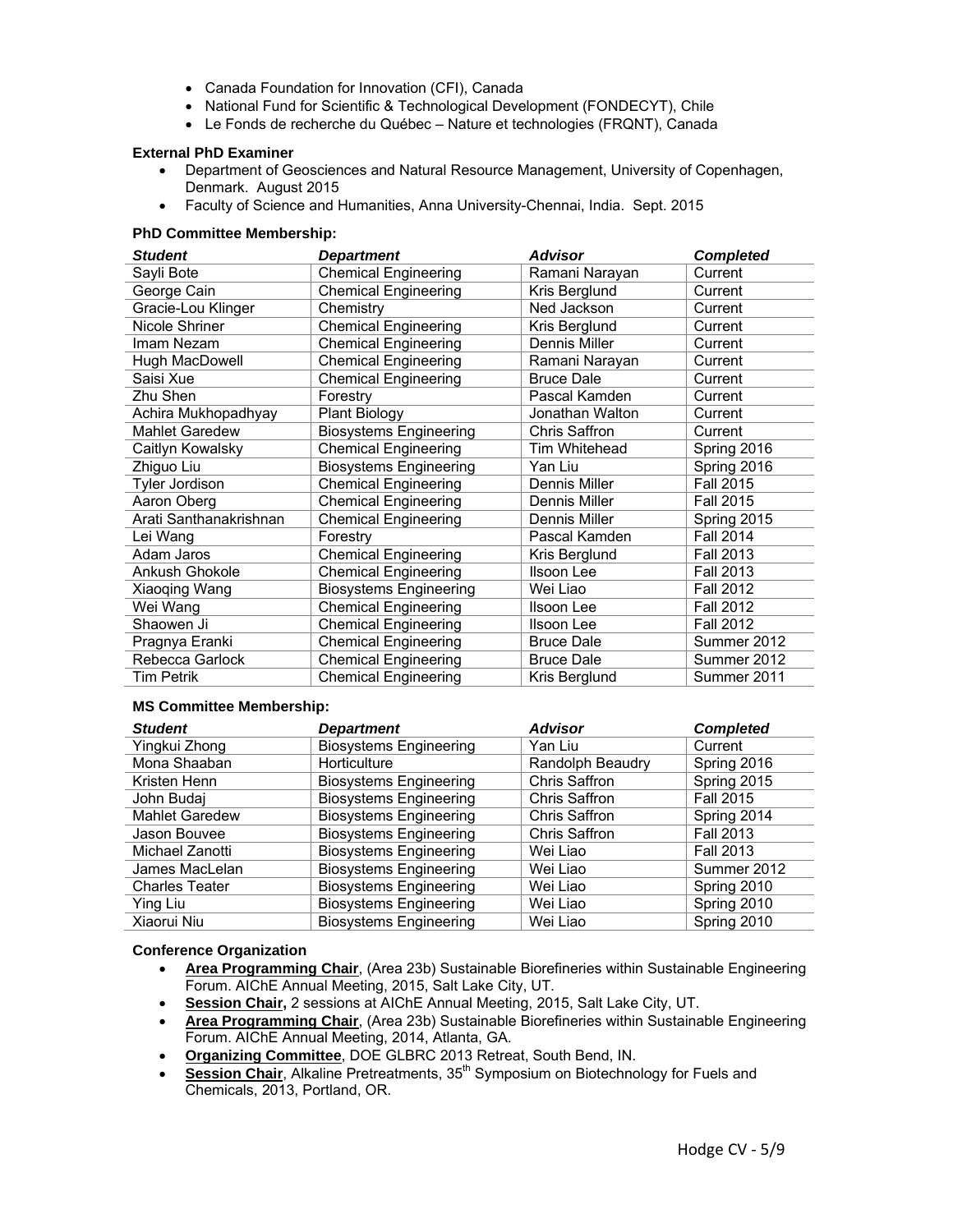- Canada Foundation for Innovation (CFI), Canada
- National Fund for Scientific & Technological Development (FONDECYT), Chile
- Le Fonds de recherche du Québec – Nature et technologies (FRQNT), Canada

**External PhD Examiner**

- Department of Geosciences and Natural Resource Management, University of Copenhagen, Denmark. August 2015
- Faculty of Science and Humanities, Anna University-Chennai, India. Sept. 2015

**PhD Committee Membership:**

| ***Student*** | ***Department*** | ***Advisor*** | ***Completed*** |
|---|---|---|---|
| Sayli Bote | Chemical Engineering | Ramani Narayan | Current |
| George Cain | Chemical Engineering | Kris Berglund | Current |
| Gracie-Lou Klinger | Chemistry | Ned Jackson | Current |
| Nicole Shriner | Chemical Engineering | Kris Berglund | Current |
| Imam Nezam | Chemical Engineering | Dennis Miller | Current |
| Hugh MacDowell | Chemical Engineering | Ramani Narayan | Current |
| Saisi Xue | Chemical Engineering | Bruce Dale | Current |
| Zhu Shen | Forestry | Pascal Kamden | Current |
| Achira Mukhopadhyay | Plant Biology | Jonathan Walton | Current |
| Mahlet Garedew | Biosystems Engineering | Chris Saffron | Current |
| Caitlyn Kowalsky | Chemical Engineering | Tim Whitehead | Spring 2016 |
| Zhiguo Liu | Biosystems Engineering | Yan Liu | Spring 2016 |
| Tyler Jordison | Chemical Engineering | Dennis Miller | Fall 2015 |
| Aaron Oberg | Chemical Engineering | Dennis Miller | Fall 2015 |
| Arati Santhanakrishnan | Chemical Engineering | Dennis Miller | Spring 2015 |
| Lei Wang | Forestry | Pascal Kamden | Fall 2014 |
| Adam Jaros | Chemical Engineering | Kris Berglund | Fall 2013 |
| Ankush Ghokole | Chemical Engineering | Ilsoon Lee | Fall 2013 |
| Xiaoqing Wang | Biosystems Engineering | Wei Liao | Fall 2012 |
| Wei Wang | Chemical Engineering | Ilsoon Lee | Fall 2012 |
| Shaowen Ji | Chemical Engineering | Ilsoon Lee | Fall 2012 |
| Pragnya Eranki | Chemical Engineering | Bruce Dale | Summer 2012 |
| Rebecca Garlock | Chemical Engineering | Bruce Dale | Summer 2012 |
| Tim Petrik | Chemical Engineering | Kris Berglund | Summer 2011 |

**MS Committee Membership:**

| ***Student*** | ***Department*** | ***Advisor*** | ***Completed*** |
|---|---|---|---|
| Yingkui Zhong | Biosystems Engineering | Yan Liu | Current |
| Mona Shaaban | Horticulture | Randolph Beaudry | Spring 2016 |
| Kristen Henn | Biosystems Engineering | Chris Saffron | Spring 2015 |
| John Budaj | Biosystems Engineering | Chris Saffron | Fall 2015 |
| Mahlet Garedew | Biosystems Engineering | Chris Saffron | Spring 2014 |
| Jason Bouvee | Biosystems Engineering | Chris Saffron | Fall 2013 |
| Michael Zanotti | Biosystems Engineering | Wei Liao | Fall 2013 |
| James MacLelan | Biosystems Engineering | Wei Liao | Summer 2012 |
| Charles Teater | Biosystems Engineering | Wei Liao | Spring 2010 |
| Ying Liu | Biosystems Engineering | Wei Liao | Spring 2010 |
| Xiaorui Niu | Biosystems Engineering | Wei Liao | Spring 2010 |

**Conference Organization**

- **Area Programming Chair**, (Area 23b) Sustainable Biorefineries within Sustainable Engineering Forum. AIChE Annual Meeting, 2015, Salt Lake City, UT.
- **Session Chair,** 2 sessions at AIChE Annual Meeting, 2015, Salt Lake City, UT.
- **Area Programming Chair**, (Area 23b) Sustainable Biorefineries within Sustainable Engineering Forum. AIChE Annual Meeting, 2014, Atlanta, GA.
- **Organizing Committee**, DOE GLBRC 2013 Retreat, South Bend, IN.
- **Session Chair**, Alkaline Pretreatments, 35th Symposium on Biotechnology for Fuels and Chemicals, 2013, Portland, OR.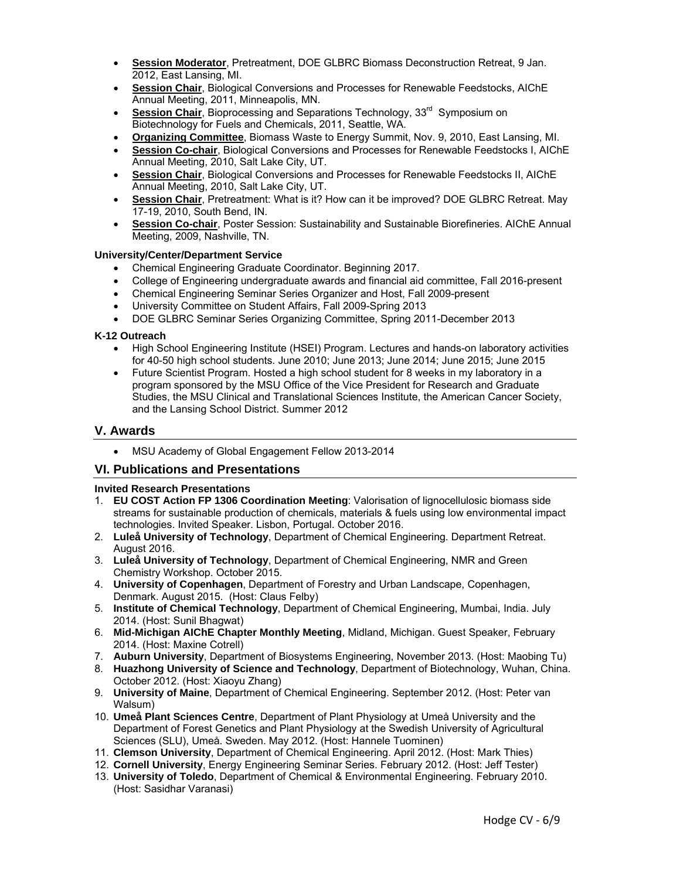- **Session Moderator**, Pretreatment, DOE GLBRC Biomass Deconstruction Retreat, 9 Jan. 2012, East Lansing, MI.
- **Session Chair**, Biological Conversions and Processes for Renewable Feedstocks, AIChE Annual Meeting, 2011, Minneapolis, MN.
- **Session Chair**, Bioprocessing and Separations Technology, 33rd Symposium on Biotechnology for Fuels and Chemicals, 2011, Seattle, WA.
- **Organizing Committee**, Biomass Waste to Energy Summit, Nov. 9, 2010, East Lansing, MI.
- **Session Co-chair**, Biological Conversions and Processes for Renewable Feedstocks I, AIChE Annual Meeting, 2010, Salt Lake City, UT.
- **Session Chair**, Biological Conversions and Processes for Renewable Feedstocks II, AIChE Annual Meeting, 2010, Salt Lake City, UT.
- **Session Chair**, Pretreatment: What is it? How can it be improved? DOE GLBRC Retreat. May 17-19, 2010, South Bend, IN.
- **Session Co-chair**, Poster Session: Sustainability and Sustainable Biorefineries. AIChE Annual Meeting, 2009, Nashville, TN.

**University/Center/Department Service**

- Chemical Engineering Graduate Coordinator. Beginning 2017.
- College of Engineering undergraduate awards and financial aid committee, Fall 2016-present
- Chemical Engineering Seminar Series Organizer and Host, Fall 2009-present
- University Committee on Student Affairs, Fall 2009-Spring 2013
- DOE GLBRC Seminar Series Organizing Committee, Spring 2011-December 2013

**K-12 Outreach**

- High School Engineering Institute (HSEI) Program. Lectures and hands-on laboratory activities for 40-50 high school students. June 2010; June 2013; June 2014; June 2015; June 2015
- Future Scientist Program. Hosted a high school student for 8 weeks in my laboratory in a program sponsored by the MSU Office of the Vice President for Research and Graduate Studies, the MSU Clinical and Translational Sciences Institute, the American Cancer Society, and the Lansing School District. Summer 2012

## V. Awards

- MSU Academy of Global Engagement Fellow 2013-2014

## VI. Publications and Presentations

**Invited Research Presentations**

1. **EU COST Action FP 1306 Coordination Meeting**: Valorisation of lignocellulosic biomass side streams for sustainable production of chemicals, materials & fuels using low environmental impact technologies. Invited Speaker. Lisbon, Portugal. October 2016.
2. **Luleå University of Technology**, Department of Chemical Engineering. Department Retreat. August 2016.
3. **Luleå University of Technology**, Department of Chemical Engineering, NMR and Green Chemistry Workshop. October 2015.
4. **University of Copenhagen**, Department of Forestry and Urban Landscape, Copenhagen, Denmark. August 2015. (Host: Claus Felby)
5. **Institute of Chemical Technology**, Department of Chemical Engineering, Mumbai, India. July 2014. (Host: Sunil Bhagwat)
6. **Mid-Michigan AIChE Chapter Monthly Meeting**, Midland, Michigan. Guest Speaker, February 2014. (Host: Maxine Cotrell)
7. **Auburn University**, Department of Biosystems Engineering, November 2013. (Host: Maobing Tu)
8. **Huazhong University of Science and Technology**, Department of Biotechnology, Wuhan, China. October 2012. (Host: Xiaoyu Zhang)
9. **University of Maine**, Department of Chemical Engineering. September 2012. (Host: Peter van Walsum)
10. **Umeå Plant Sciences Centre**, Department of Plant Physiology at Umeå University and the Department of Forest Genetics and Plant Physiology at the Swedish University of Agricultural Sciences (SLU), Umeå. Sweden. May 2012. (Host: Hannele Tuominen)
11. **Clemson University**, Department of Chemical Engineering. April 2012. (Host: Mark Thies)
12. **Cornell University**, Energy Engineering Seminar Series. February 2012. (Host: Jeff Tester)
13. **University of Toledo**, Department of Chemical & Environmental Engineering. February 2010. (Host: Sasidhar Varanasi)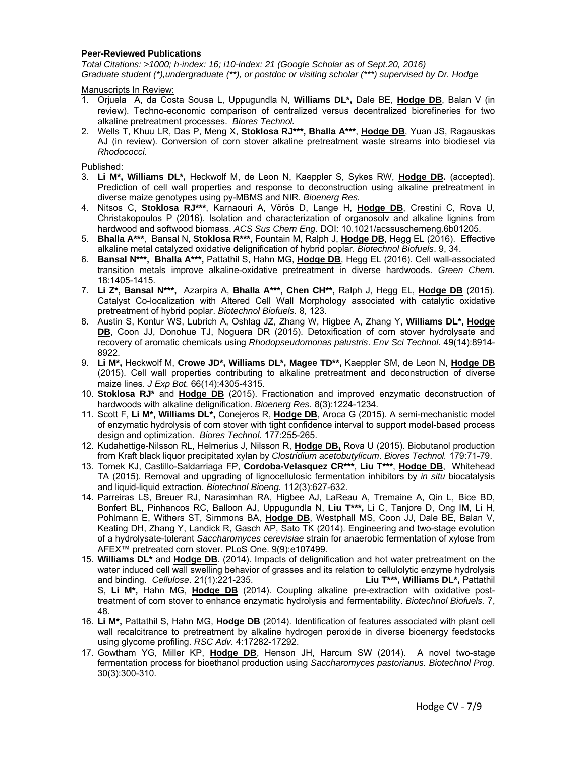**Peer-Reviewed Publications**

*Total Citations: >1000; h-index: 16; i10-index: 21 (Google Scholar as of Sept.20, 2016)*
*Graduate student (*),undergraduate (**), or postdoc or visiting scholar (***) supervised by Dr. Hodge*

Manuscripts In Review:

1. Orjuela A, da Costa Sousa L, Uppugundla N, **Williams DL*,** Dale BE, **Hodge DB**, Balan V (in review). Techno-economic comparison of centralized versus decentralized biorefineries for two alkaline pretreatment processes. *Biores Technol.*
2. Wells T, Khuu LR, Das P, Meng X, **Stoklosa RJ***, Bhalla A***,** **Hodge DB**, Yuan JS, Ragauskas AJ (in review). Conversion of corn stover alkaline pretreatment waste streams into biodiesel via *Rhodococci.*

Published:

3. **Li M*, Williams DL*,** Heckwolf M, de Leon N, Kaeppler S, Sykes RW, **Hodge DB.** (accepted). Prediction of cell wall properties and response to deconstruction using alkaline pretreatment in diverse maize genotypes using py-MBMS and NIR. *Bioenerg Res.*
4. Nitsos C, **Stoklosa RJ***,** Karnaouri A, Vörös D, Lange H, **Hodge DB**, Crestini C, Rova U, Christakopoulos P (2016). Isolation and characterization of organosolv and alkaline lignins from hardwood and softwood biomass. *ACS Sus Chem Eng*. DOI: 10.1021/acssuschemeng.6b01205.
5. **Bhalla A***,** Bansal N, **Stoklosa R***,** Fountain M, Ralph J, **Hodge DB**, Hegg EL (2016). Effective alkaline metal catalyzed oxidative delignification of hybrid poplar. *Biotechnol Biofuels*. 9, 34.
6. **Bansal N***, Bhalla A***,** Pattathil S, Hahn MG, **Hodge DB**, Hegg EL (2016). Cell wall-associated transition metals improve alkaline-oxidative pretreatment in diverse hardwoods. *Green Chem.* 18:1405-1415.
7. **Li Z*, Bansal N***,** Azarpira A, **Bhalla A***, Chen CH**,** Ralph J, Hegg EL, **Hodge DB** (2015). Catalyst Co-localization with Altered Cell Wall Morphology associated with catalytic oxidative pretreatment of hybrid poplar. *Biotechnol Biofuels.* 8, 123.
8. Austin S, Kontur WS, Lubrich A, Oshlag JZ, Zhang W, Higbee A, Zhang Y, **Williams DL*, Hodge DB**, Coon JJ, Donohue TJ, Noguera DR (2015). Detoxification of corn stover hydrolysate and recovery of aromatic chemicals using *Rhodopseudomonas palustris*. *Env Sci Technol.* 49(14):8914-8922.
9. **Li M*,** Heckwolf M, **Crowe JD*, Williams DL*, Magee TD**,** Kaeppler SM, de Leon N, **Hodge DB** (2015). Cell wall properties contributing to alkaline pretreatment and deconstruction of diverse maize lines. *J Exp Bot.* 66(14):4305-4315.
10. **Stoklosa RJ*** and **Hodge DB** (2015). Fractionation and improved enzymatic deconstruction of hardwoods with alkaline delignification. *Bioenerg Res.* 8(3):1224-1234.
11. Scott F, **Li M*, Williams DL*,** Conejeros R, **Hodge DB**, Aroca G (2015). A semi-mechanistic model of enzymatic hydrolysis of corn stover with tight confidence interval to support model-based process design and optimization. *Biores Technol.* 177:255-265.
12. Kudahettige-Nilsson RL, Helmerius J, Nilsson R, **Hodge DB,** Rova U (2015). Biobutanol production from Kraft black liquor precipitated xylan by *Clostridium acetobutylicum*. *Biores Technol.* 179:71-79.
13. Tomek KJ, Castillo-Saldarriaga FP, **Cordoba-Velasquez CR***,** **Liu T***,** **Hodge DB**, Whitehead TA (2015). Removal and upgrading of lignocellulosic fermentation inhibitors by *in situ* biocatalysis and liquid-liquid extraction. *Biotechnol Bioeng.* 112(3):627-632.
14. Parreiras LS, Breuer RJ, Narasimhan RA, Higbee AJ, LaReau A, Tremaine A, Qin L, Bice BD, Bonfert BL, Pinhancos RC, Balloon AJ, Uppugundla N, **Liu T***,** Li C, Tanjore D, Ong IM, Li H, Pohlmann E, Withers ST, Simmons BA, **Hodge DB**, Westphall MS, Coon JJ, Dale BE, Balan V, Keating DH, Zhang Y, Landick R, Gasch AP, Sato TK (2014). Engineering and two-stage evolution of a hydrolysate-tolerant *Saccharomyces cerevisiae* strain for anaerobic fermentation of xylose from AFEX™ pretreated corn stover. PLoS One. 9(9):e107499.
15. **Williams DL*** and **Hodge DB**. (2014). Impacts of delignification and hot water pretreatment on the water induced cell wall swelling behavior of grasses and its relation to cellulolytic enzyme hydrolysis and binding. *Cellulose*. 21(1):221-235. **Liu T***, Williams DL*,** Pattathil S, **Li M*,** Hahn MG, **Hodge DB** (2014). Coupling alkaline pre-extraction with oxidative post-treatment of corn stover to enhance enzymatic hydrolysis and fermentability. *Biotechnol Biofuels.* 7, 48.
16. **Li M*,** Pattathil S, Hahn MG, **Hodge DB** (2014). Identification of features associated with plant cell wall recalcitrance to pretreatment by alkaline hydrogen peroxide in diverse bioenergy feedstocks using glycome profiling. *RSC Adv.* 4:17282-17292.
17. Gowtham YG, Miller KP, **Hodge DB**, Henson JH, Harcum SW (2014). A novel two-stage fermentation process for bioethanol production using *Saccharomyces pastorianus. Biotechnol Prog.* 30(3):300-310.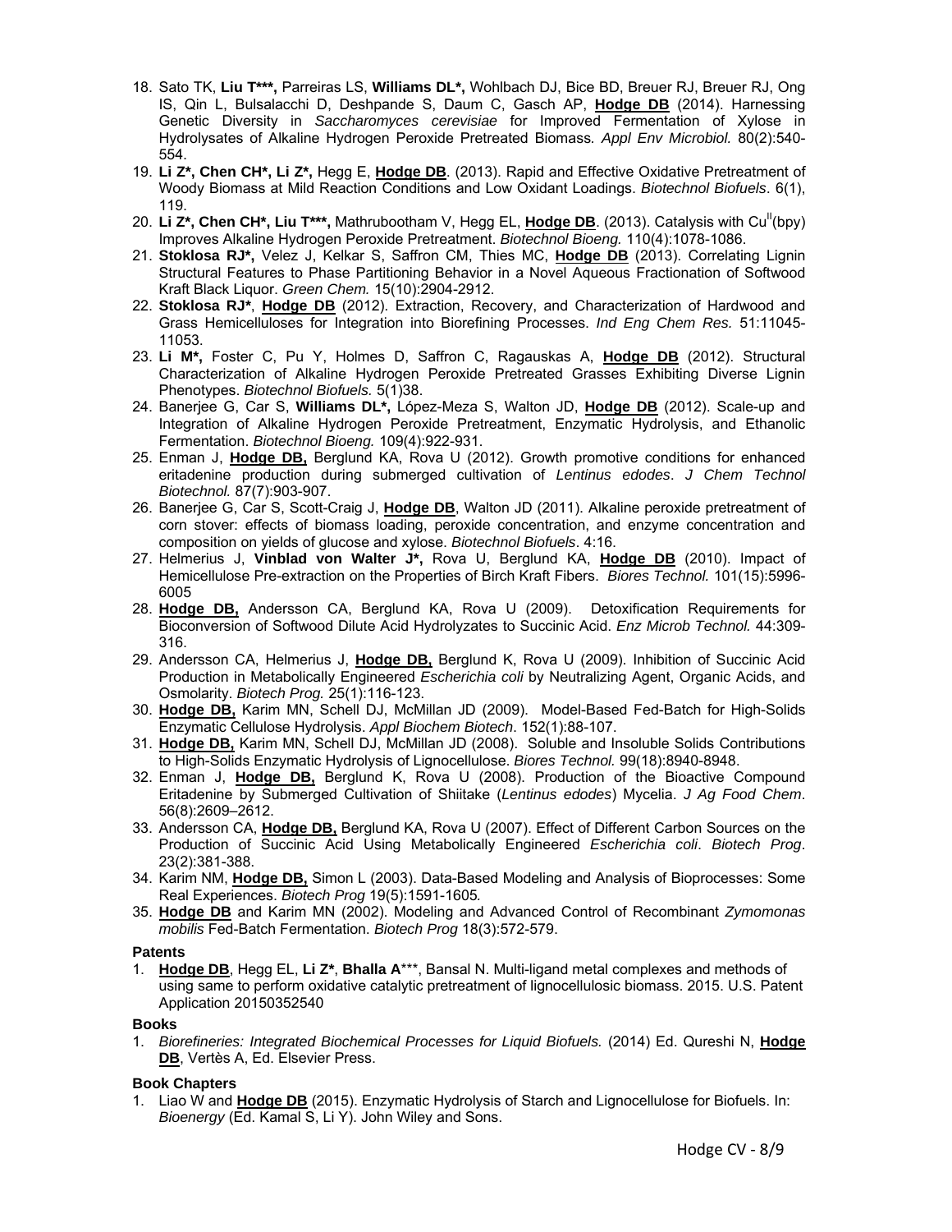18. Sato TK, **Liu T*\*\***, Parreiras LS, **Williams DL\***, Wohlbach DJ, Bice BD, Breuer RJ, Breuer RJ, Ong IS, Qin L, Bulsalacchi D, Deshpande S, Daum C, Gasch AP, **Hodge DB** (2014). Harnessing Genetic Diversity in *Saccharomyces cerevisiae* for Improved Fermentation of Xylose in Hydrolysates of Alkaline Hydrogen Peroxide Pretreated Biomass. *Appl Env Microbiol.* 80(2):540-554.
19. **Li Z\*, Chen CH\*, Li Z\***, Hegg E, **Hodge DB**. (2013). Rapid and Effective Oxidative Pretreatment of Woody Biomass at Mild Reaction Conditions and Low Oxidant Loadings. *Biotechnol Biofuels*. 6(1), 119.
20. **Li Z\*, Chen CH\*, Liu T*\*\***, Mathrubootham V, Hegg EL, **Hodge DB**. (2013). Catalysis with $Cu^{II}$(bpy) Improves Alkaline Hydrogen Peroxide Pretreatment. *Biotechnol Bioeng.* 110(4):1078-1086.
21. **Stoklosa RJ\***, Velez J, Kelkar S, Saffron CM, Thies MC, **Hodge DB** (2013). Correlating Lignin Structural Features to Phase Partitioning Behavior in a Novel Aqueous Fractionation of Softwood Kraft Black Liquor. *Green Chem.* 15(10):2904-2912.
22. **Stoklosa RJ\***, **Hodge DB** (2012). Extraction, Recovery, and Characterization of Hardwood and Grass Hemicelluloses for Integration into Biorefining Processes. *Ind Eng Chem Res.* 51:11045-11053.
23. **Li M\***, Foster C, Pu Y, Holmes D, Saffron C, Ragauskas A, **Hodge DB** (2012). Structural Characterization of Alkaline Hydrogen Peroxide Pretreated Grasses Exhibiting Diverse Lignin Phenotypes. *Biotechnol Biofuels.* 5(1)38.
24. Banerjee G, Car S, **Williams DL\***, López-Meza S, Walton JD, **Hodge DB** (2012). Scale-up and Integration of Alkaline Hydrogen Peroxide Pretreatment, Enzymatic Hydrolysis, and Ethanolic Fermentation. *Biotechnol Bioeng.* 109(4):922-931.
25. Enman J, **Hodge DB,** Berglund KA, Rova U (2012). Growth promotive conditions for enhanced eritadenine production during submerged cultivation of *Lentinus edodes*. *J Chem Technol Biotechnol.* 87(7):903-907.
26. Banerjee G, Car S, Scott-Craig J, **Hodge DB**, Walton JD (2011). Alkaline peroxide pretreatment of corn stover: effects of biomass loading, peroxide concentration, and enzyme concentration and composition on yields of glucose and xylose. *Biotechnol Biofuels*. 4:16.
27. Helmerius J, **Vinblad von Walter J\***, Rova U, Berglund KA, **Hodge DB** (2010). Impact of Hemicellulose Pre-extraction on the Properties of Birch Kraft Fibers. *Biores Technol.* 101(15):5996-6005
28. **Hodge DB,** Andersson CA, Berglund KA, Rova U (2009). Detoxification Requirements for Bioconversion of Softwood Dilute Acid Hydrolyzates to Succinic Acid. *Enz Microb Technol.* 44:309-316.
29. Andersson CA, Helmerius J, **Hodge DB,** Berglund K, Rova U (2009). Inhibition of Succinic Acid Production in Metabolically Engineered *Escherichia coli* by Neutralizing Agent, Organic Acids, and Osmolarity. *Biotech Prog.* 25(1):116-123.
30. **Hodge DB,** Karim MN, Schell DJ, McMillan JD (2009). Model-Based Fed-Batch for High-Solids Enzymatic Cellulose Hydrolysis. *Appl Biochem Biotech*. 152(1):88-107.
31. **Hodge DB,** Karim MN, Schell DJ, McMillan JD (2008). Soluble and Insoluble Solids Contributions to High-Solids Enzymatic Hydrolysis of Lignocellulose. *Biores Technol.* 99(18):8940-8948.
32. Enman J, **Hodge DB,** Berglund K, Rova U (2008). Production of the Bioactive Compound Eritadenine by Submerged Cultivation of Shiitake (*Lentinus edodes*) Mycelia. *J Ag Food Chem*. 56(8):2609–2612.
33. Andersson CA, **Hodge DB,** Berglund KA, Rova U (2007). Effect of Different Carbon Sources on the Production of Succinic Acid Using Metabolically Engineered *Escherichia coli*. *Biotech Prog*. 23(2):381-388.
34. Karim NM, **Hodge DB,** Simon L (2003). Data-Based Modeling and Analysis of Bioprocesses: Some Real Experiences. *Biotech Prog* 19(5):1591-1605*.*
35. **Hodge DB** and Karim MN (2002). Modeling and Advanced Control of Recombinant *Zymomonas mobilis* Fed-Batch Fermentation. *Biotech Prog* 18(3):572-579.

**Patents**

1. **Hodge DB**, Hegg EL, **Li Z\***, **Bhalla A**\*\*\*, Bansal N. Multi-ligand metal complexes and methods of using same to perform oxidative catalytic pretreatment of lignocellulosic biomass. 2015. U.S. Patent Application 20150352540

**Books**

1. *Biorefineries: Integrated Biochemical Processes for Liquid Biofuels.* (2014) Ed. Qureshi N, **Hodge DB**, Vertès A, Ed. Elsevier Press.

**Book Chapters**

1. Liao W and **Hodge DB** (2015). Enzymatic Hydrolysis of Starch and Lignocellulose for Biofuels. In: *Bioenergy* (Ed. Kamal S, Li Y). John Wiley and Sons.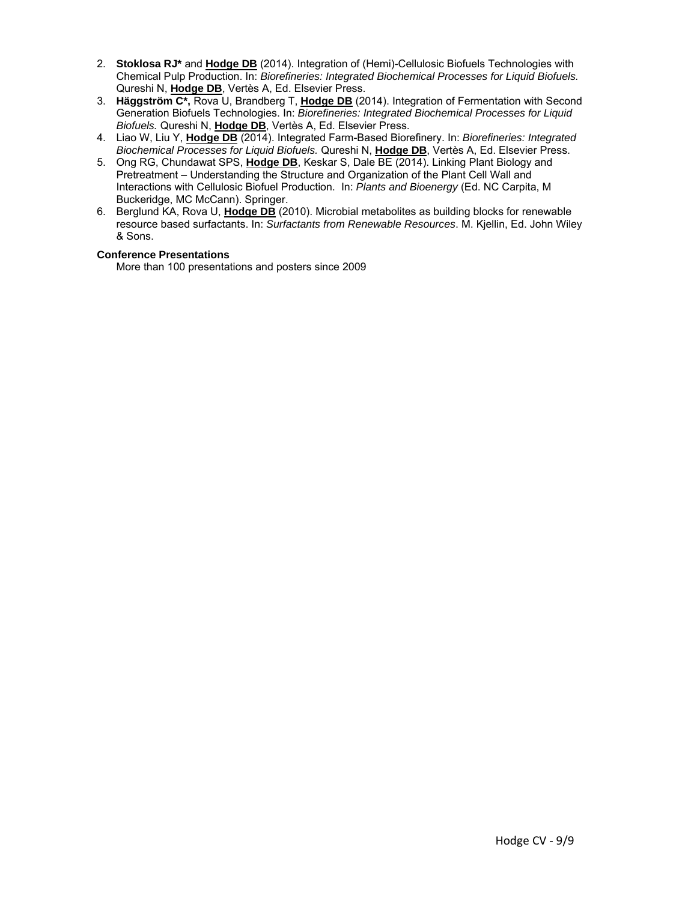2. **Stoklosa RJ*** and **<u>Hodge DB</u>** (2014). Integration of (Hemi)-Cellulosic Biofuels Technologies with Chemical Pulp Production. In: *Biorefineries: Integrated Biochemical Processes for Liquid Biofuels.* Qureshi N, **<u>Hodge DB</u>**, Vertès A, Ed. Elsevier Press.
3. **Häggström C*,** Rova U, Brandberg T, **<u>Hodge DB</u>** (2014). Integration of Fermentation with Second Generation Biofuels Technologies. In: *Biorefineries: Integrated Biochemical Processes for Liquid Biofuels.* Qureshi N, **<u>Hodge DB</u>**, Vertès A, Ed. Elsevier Press.
4. Liao W, Liu Y, **<u>Hodge DB</u>** (2014). Integrated Farm-Based Biorefinery. In: *Biorefineries: Integrated Biochemical Processes for Liquid Biofuels.* Qureshi N, **<u>Hodge DB</u>**, Vertès A, Ed. Elsevier Press.
5. Ong RG, Chundawat SPS, **<u>Hodge DB</u>**, Keskar S, Dale BE (2014). Linking Plant Biology and Pretreatment – Understanding the Structure and Organization of the Plant Cell Wall and Interactions with Cellulosic Biofuel Production. In: *Plants and Bioenergy* (Ed. NC Carpita, M Buckeridge, MC McCann). Springer.
6. Berglund KA, Rova U, **<u>Hodge DB</u>** (2010). Microbial metabolites as building blocks for renewable resource based surfactants. In: *Surfactants from Renewable Resources*. M. Kjellin, Ed. John Wiley & Sons.

**Conference Presentations**

More than 100 presentations and posters since 2009